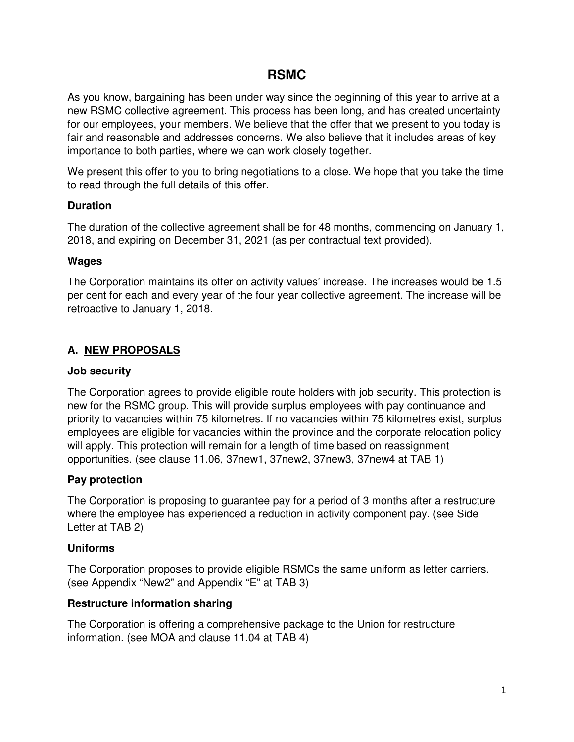# RSMC

As you know, bargaining has been under way since the beginning of this year to arrive at a new RSMC collective agreement. This process has been long, and has created uncertainty for our employees, your members. We believe that the offer that we present to you today is fair and reasonable and addresses concerns. We also believe that it includes areas of key importance to both parties, where we can work closely together.

We present this offer to you to bring negotiations to a close. We hope that you take the time to read through the full details of this offer.

### Duration

The duration of the collective agreement shall be for 48 months, commencing on January 1, 2018, and expiring on December 31, 2021 (as per contractual text provided).

### Wages

The Corporation maintains its offer on activity values' increase. The increases would be 1.5 per cent for each and every year of the four year collective agreement. The increase will be retroactive to January 1, 2018.

## A. <u>NEW PROPOSALS</u>

### Job security

The Corporation agrees to provide eligible route holders with job security. This protection is new for the RSMC group. This will provide surplus employees with pay continuance and priority to vacancies within 75 kilometres. If no vacancies within 75 kilometres exist, surplus employees are eligible for vacancies within the province and the corporate relocation policy will apply. This protection will remain for a length of time based on reassignment opportunities. (see clause 11.06, 37new1, 37new2, 37new3, 37new4 at TAB 1)

### Pay protection

The Corporation is proposing to guarantee pay for a period of 3 months after a restructure where the employee has experienced a reduction in activity component pay. (see Side Letter at TAB 2)

### Uniforms

The Corporation proposes to provide eligible RSMCs the same uniform as letter carriers. (see Appendix "New2" and Appendix "E" at TAB 3)

### Restructure information sharing

The Corporation is offering a comprehensive package to the Union for restructure information. (see MOA and clause 11.04 at TAB 4)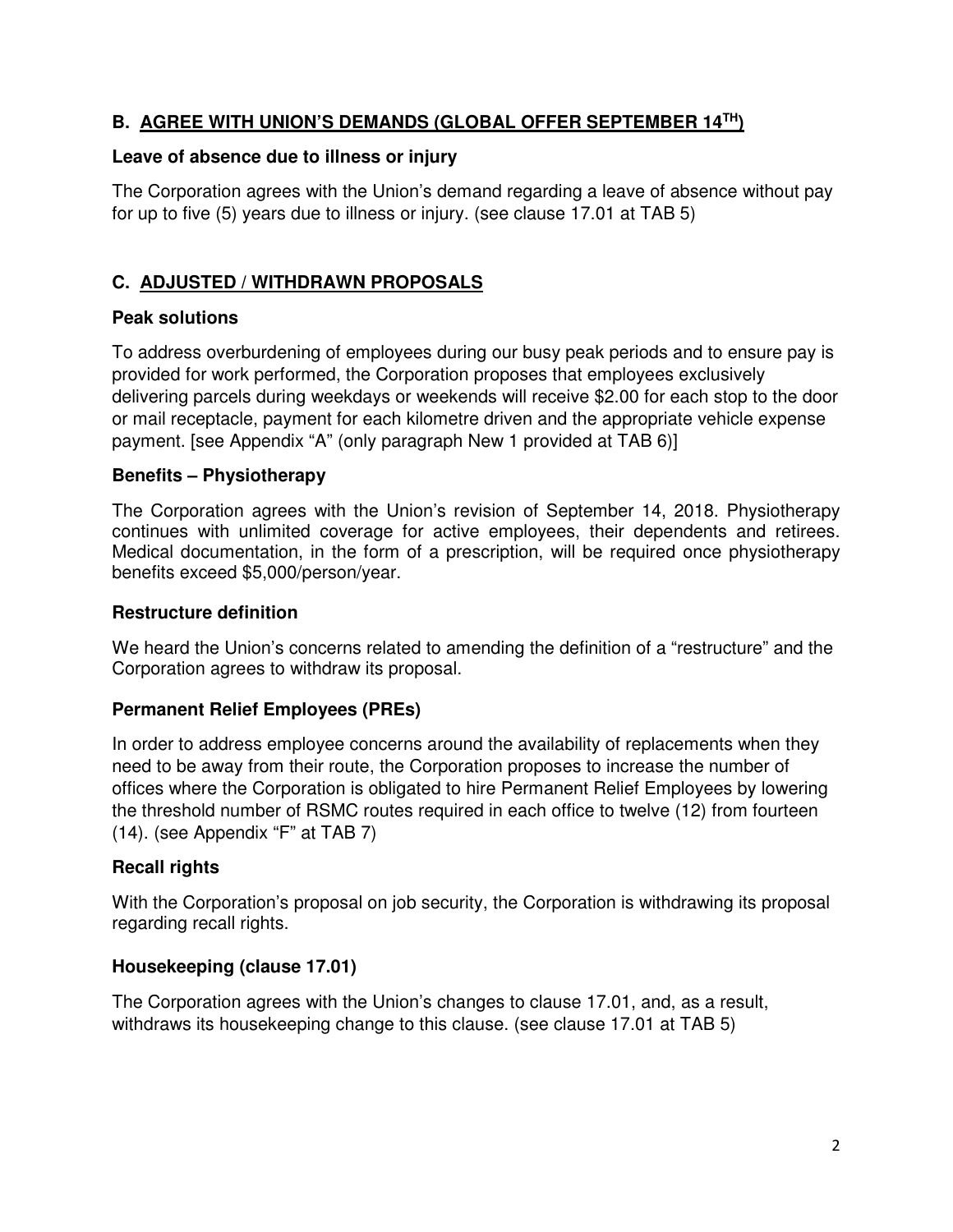## B. AGREE WITH UNION'S DEMANDS (GLOBAL OFFER SEPTEMBER 14TH)

### Leave of absence due to illness or injury

The Corporation agrees with the Union's demand regarding a leave of absence without pay for up to five (5) years due to illness or injury. (see clause 17.01 at TAB 5)

## C. ADJUSTED / WITHDRAWN PROPOSALS

### Peak solutions

To address overburdening of employees during our busy peak periods and to ensure pay is provided for work performed, the Corporation proposes that employees exclusively delivering parcels during weekdays or weekends will receive $2.00 for each stop to the door or mail receptacle, payment for each kilometre driven and the appropriate vehicle expense payment. [see Appendix "A" (only paragraph New 1 provided at TAB 6)]

### Benefits – Physiotherapy

The Corporation agrees with the Union's revision of September 14, 2018. Physiotherapy continues with unlimited coverage for active employees, their dependents and retirees. Medical documentation, in the form of a prescription, will be required once physiotherapy benefits exceed $5,000/person/year.

### Restructure definition

We heard the Union's concerns related to amending the definition of a "restructure" and the Corporation agrees to withdraw its proposal.

### Permanent Relief Employees (PREs)

In order to address employee concerns around the availability of replacements when they need to be away from their route, the Corporation proposes to increase the number of offices where the Corporation is obligated to hire Permanent Relief Employees by lowering the threshold number of RSMC routes required in each office to twelve (12) from fourteen (14). (see Appendix "F" at TAB 7)

### Recall rights

With the Corporation's proposal on job security, the Corporation is withdrawing its proposal regarding recall rights.

### Housekeeping (clause 17.01)

The Corporation agrees with the Union's changes to clause 17.01, and, as a result, withdraws its housekeeping change to this clause. (see clause 17.01 at TAB 5)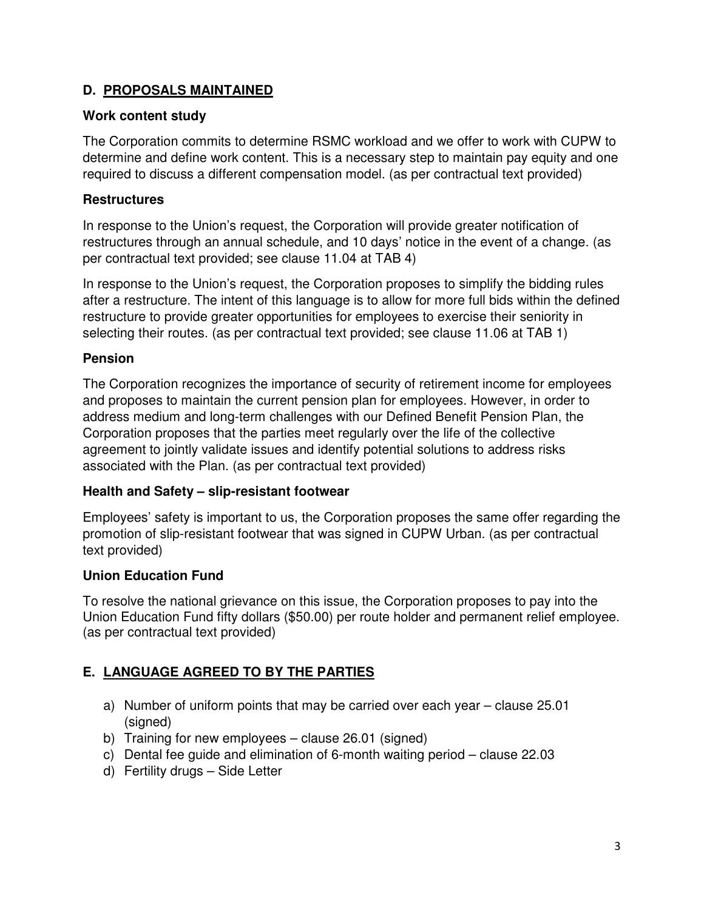## D. PROPOSALS MAINTAINED

### Work content study

The Corporation commits to determine RSMC workload and we offer to work with CUPW to determine and define work content. This is a necessary step to maintain pay equity and one required to discuss a different compensation model. (as per contractual text provided)

### Restructures

In response to the Union's request, the Corporation will provide greater notification of restructures through an annual schedule, and 10 days' notice in the event of a change. (as per contractual text provided; see clause 11.04 at TAB 4)

In response to the Union's request, the Corporation proposes to simplify the bidding rules after a restructure. The intent of this language is to allow for more full bids within the defined restructure to provide greater opportunities for employees to exercise their seniority in selecting their routes. (as per contractual text provided; see clause 11.06 at TAB 1)

### Pension

The Corporation recognizes the importance of security of retirement income for employees and proposes to maintain the current pension plan for employees. However, in order to address medium and long-term challenges with our Defined Benefit Pension Plan, the Corporation proposes that the parties meet regularly over the life of the collective agreement to jointly validate issues and identify potential solutions to address risks associated with the Plan. (as per contractual text provided)

### Health and Safety – slip-resistant footwear

Employees' safety is important to us, the Corporation proposes the same offer regarding the promotion of slip-resistant footwear that was signed in CUPW Urban. (as per contractual text provided)

### Union Education Fund

To resolve the national grievance on this issue, the Corporation proposes to pay into the Union Education Fund fifty dollars ($50.00) per route holder and permanent relief employee. (as per contractual text provided)

## E. LANGUAGE AGREED TO BY THE PARTIES

a) Number of uniform points that may be carried over each year – clause 25.01 (signed)
b) Training for new employees – clause 26.01 (signed)
c) Dental fee guide and elimination of 6-month waiting period – clause 22.03
d) Fertility drugs – Side Letter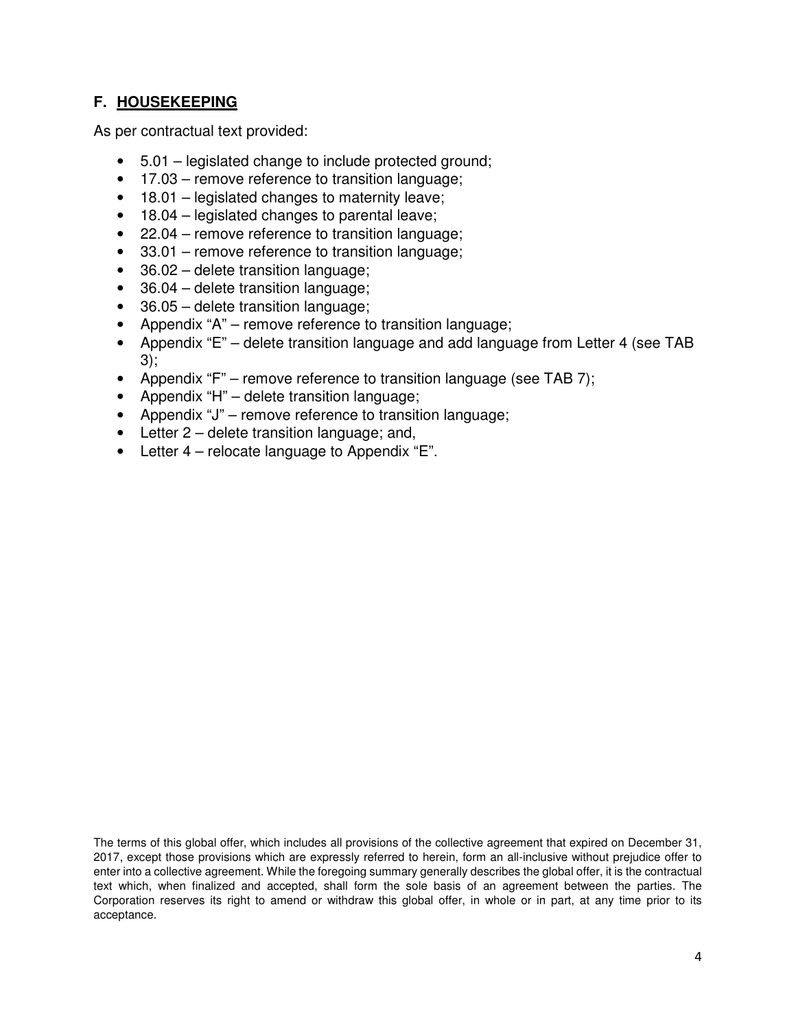## F. **HOUSEKEEPING**

As per contractual text provided:

- 5.01 – legislated change to include protected ground;
- 17.03 – remove reference to transition language;
- 18.01 – legislated changes to maternity leave;
- 18.04 – legislated changes to parental leave;
- 22.04 – remove reference to transition language;
- 33.01 – remove reference to transition language;
- 36.02 – delete transition language;
- 36.04 – delete transition language;
- 36.05 – delete transition language;
- Appendix "A" – remove reference to transition language;
- Appendix "E" – delete transition language and add language from Letter 4 (see TAB 3);
- Appendix "F" – remove reference to transition language (see TAB 7);
- Appendix "H" – delete transition language;
- Appendix "J" – remove reference to transition language;
- Letter 2 – delete transition language; and,
- Letter 4 – relocate language to Appendix "E".

The terms of this global offer, which includes all provisions of the collective agreement that expired on December 31, 2017, except those provisions which are expressly referred to herein, form an all-inclusive without prejudice offer to enter into a collective agreement. While the foregoing summary generally describes the global offer, it is the contractual text which, when finalized and accepted, shall form the sole basis of an agreement between the parties. The Corporation reserves its right to amend or withdraw this global offer, in whole or in part, at any time prior to its acceptance.